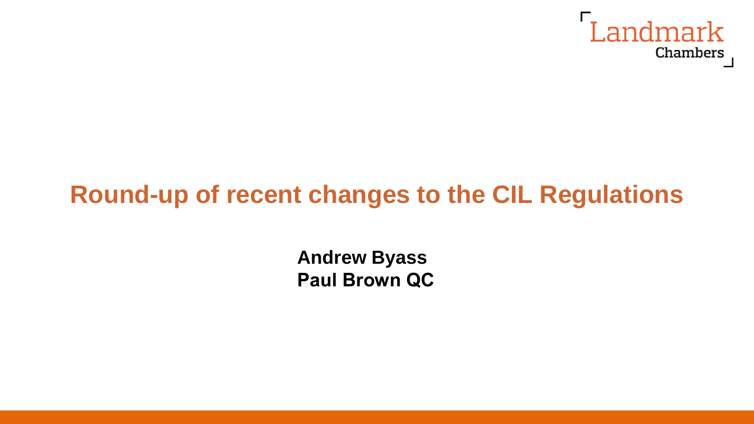Landmark Chambers

# Round-up of recent changes to the CIL Regulations

**Andrew Byass**
**Paul Brown QC**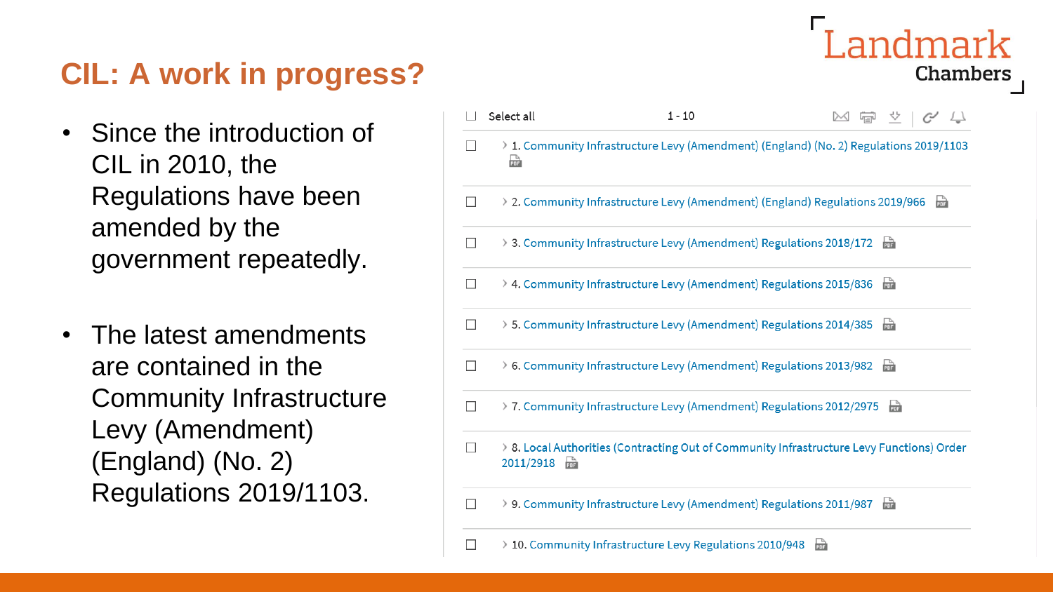## CIL: A work in progress?

- Since the introduction of CIL in 2010, the Regulations have been amended by the government repeatedly.
- The latest amendments are contained in the Community Infrastructure Levy (Amendment) (England) (No. 2) Regulations 2019/1103.

Select all 1 - 10

1. Community Infrastructure Levy (Amendment) (England) (No. 2) Regulations 2019/1103
2. Community Infrastructure Levy (Amendment) (England) Regulations 2019/966
3. Community Infrastructure Levy (Amendment) Regulations 2018/172
4. Community Infrastructure Levy (Amendment) Regulations 2015/836
5. Community Infrastructure Levy (Amendment) Regulations 2014/385
6. Community Infrastructure Levy (Amendment) Regulations 2013/982
7. Community Infrastructure Levy (Amendment) Regulations 2012/2975
8. Local Authorities (Contracting Out of Community Infrastructure Levy Functions) Order 2011/2918
9. Community Infrastructure Levy (Amendment) Regulations 2011/987
10. Community Infrastructure Levy Regulations 2010/948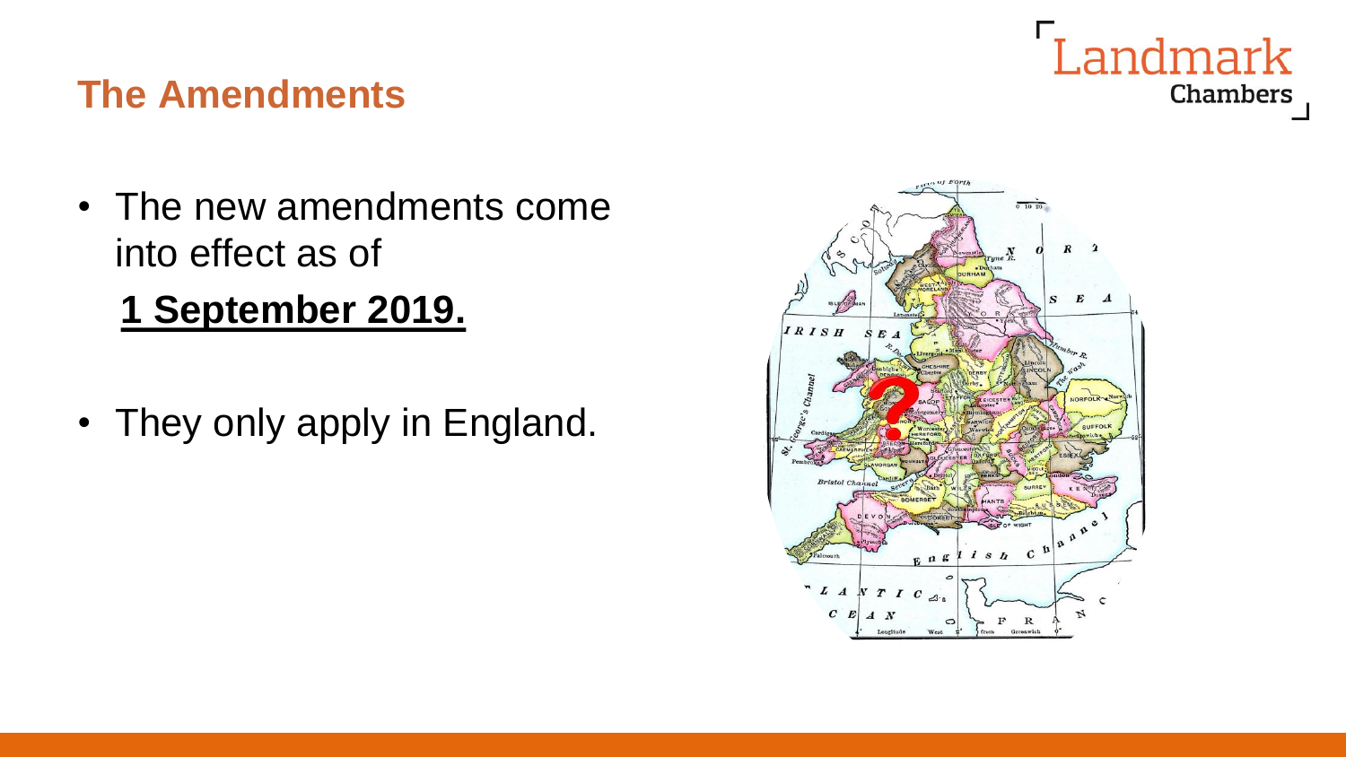## The Amendments

- The new amendments come into effect as of

  **1 September 2019.**

- They only apply in England.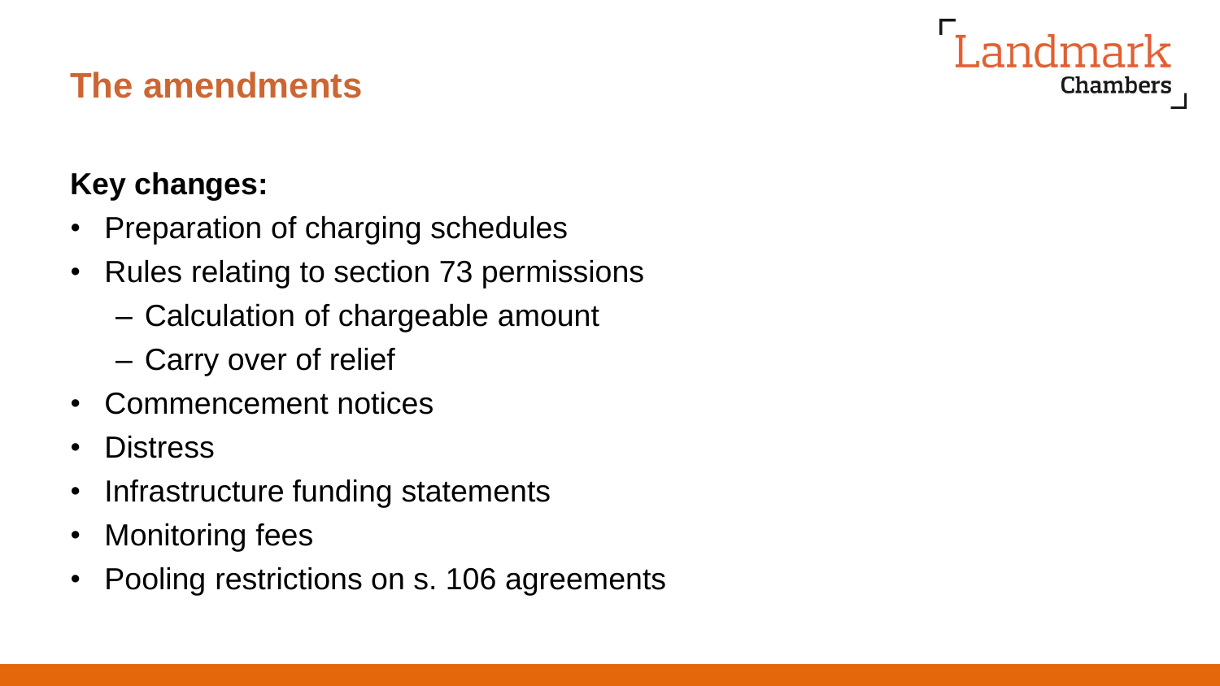## The amendments

**Key changes:**

- Preparation of charging schedules
- Rules relating to section 73 permissions
  - Calculation of chargeable amount
  - Carry over of relief
- Commencement notices
- Distress
- Infrastructure funding statements
- Monitoring fees
- Pooling restrictions on s. 106 agreements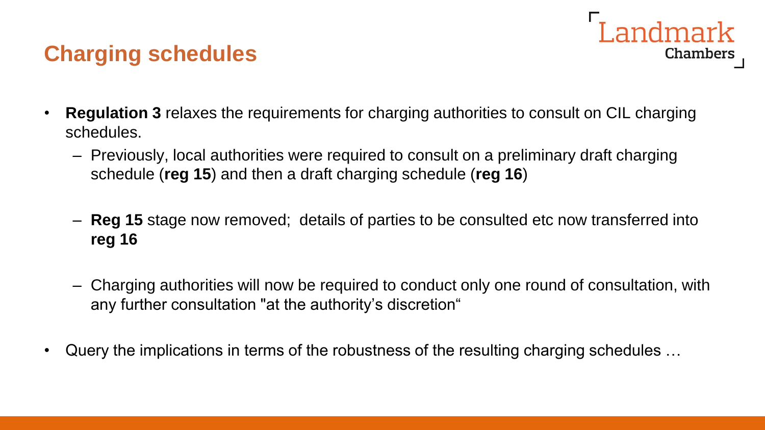## Charging schedules

- **Regulation 3** relaxes the requirements for charging authorities to consult on CIL charging schedules.
  - Previously, local authorities were required to consult on a preliminary draft charging schedule (**reg 15**) and then a draft charging schedule (**reg 16**)
  - **Reg 15** stage now removed; details of parties to be consulted etc now transferred into **reg 16**
  - Charging authorities will now be required to conduct only one round of consultation, with any further consultation "at the authority's discretion"
- Query the implications in terms of the robustness of the resulting charging schedules …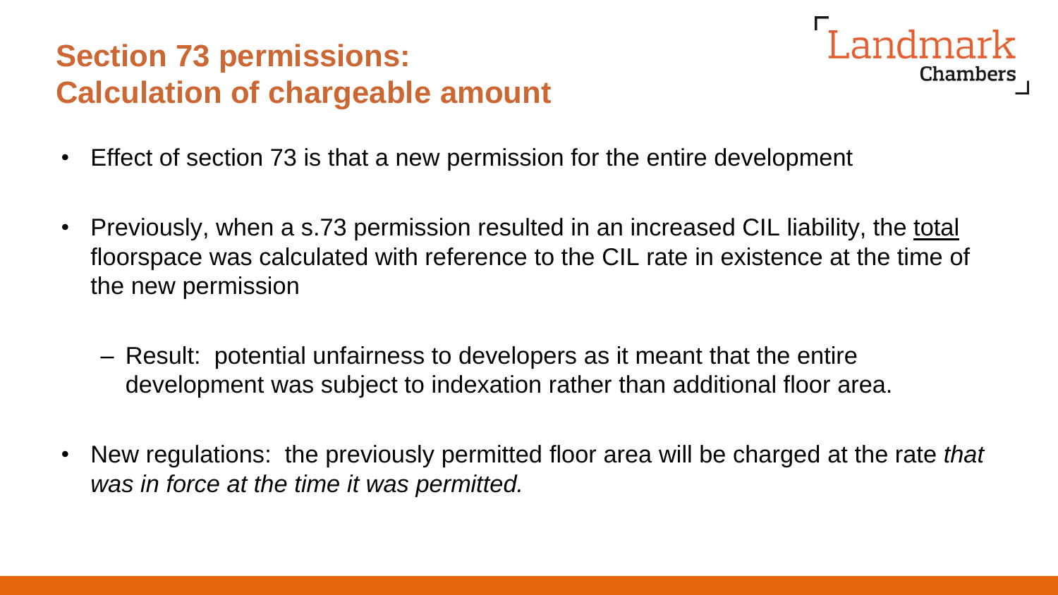# Section 73 permissions: Calculation of chargeable amount

- Effect of section 73 is that a new permission for the entire development
- Previously, when a s.73 permission resulted in an increased CIL liability, the total floorspace was calculated with reference to the CIL rate in existence at the time of the new permission
  - Result: potential unfairness to developers as it meant that the entire development was subject to indexation rather than additional floor area.
- New regulations: the previously permitted floor area will be charged at the rate *that was in force at the time it was permitted.*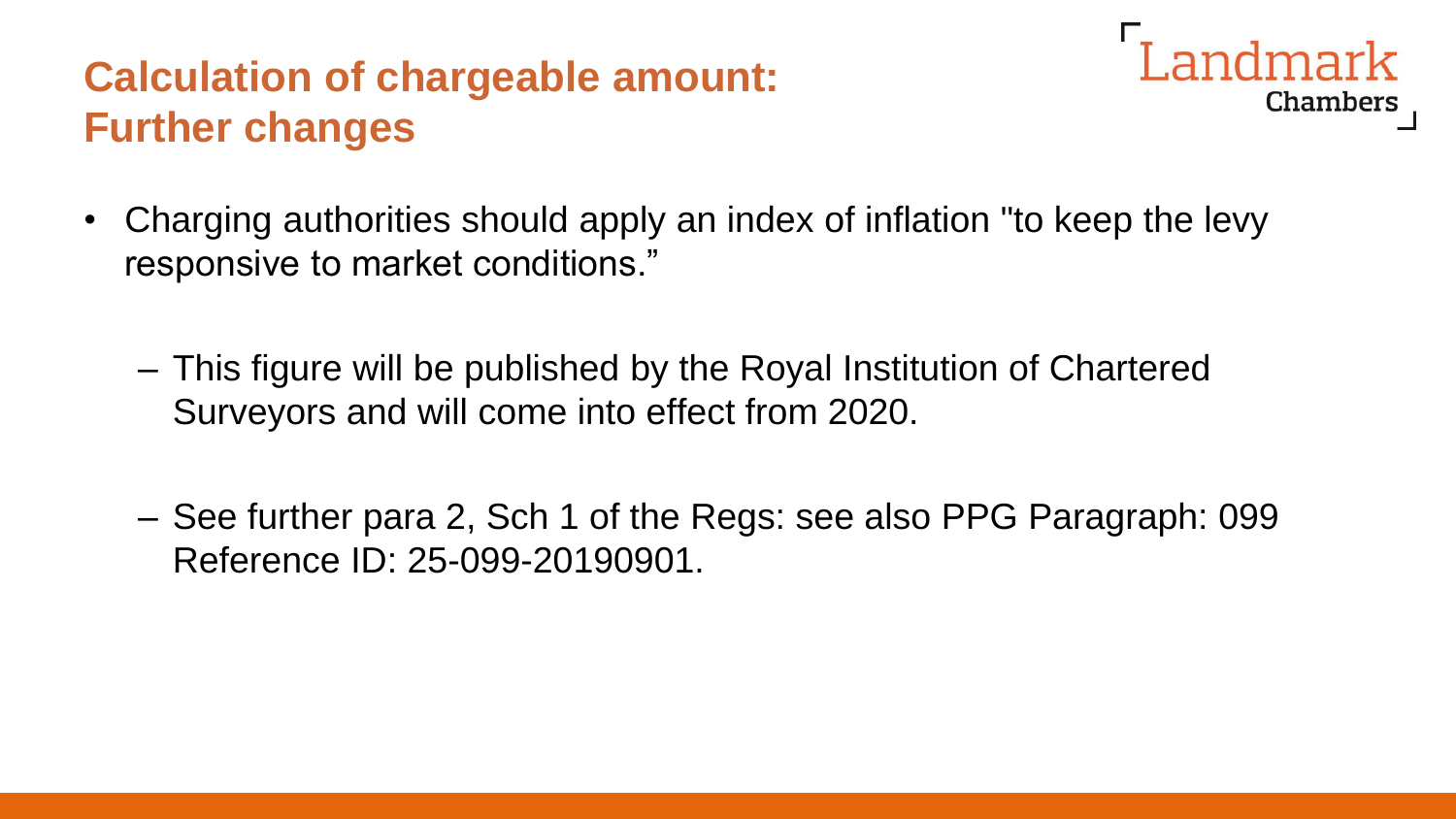# Calculation of chargeable amount: Further changes

- Charging authorities should apply an index of inflation "to keep the levy responsive to market conditions."
  - This figure will be published by the Royal Institution of Chartered Surveyors and will come into effect from 2020.
  - See further para 2, Sch 1 of the Regs: see also PPG Paragraph: 099 Reference ID: 25-099-20190901.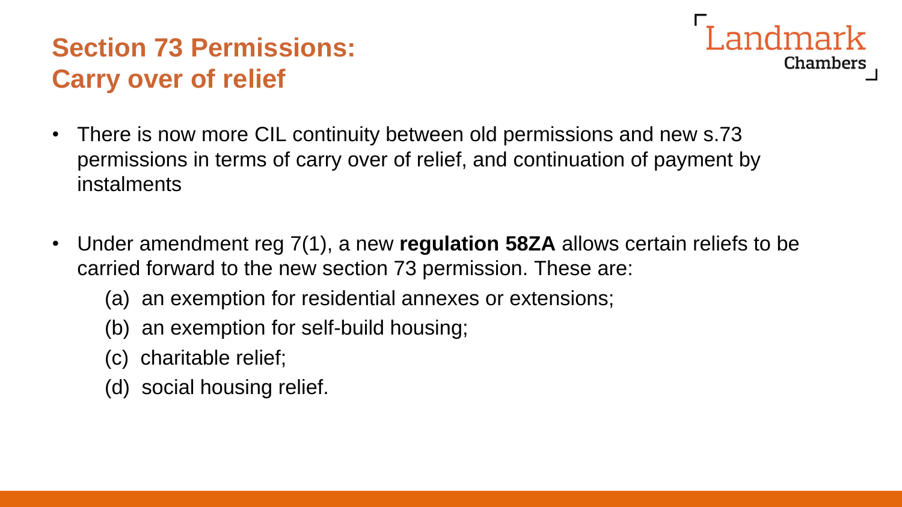# Section 73 Permissions: Carry over of relief

- There is now more CIL continuity between old permissions and new s.73 permissions in terms of carry over of relief, and continuation of payment by instalments

- Under amendment reg 7(1), a new **regulation 58ZA** allows certain reliefs to be carried forward to the new section 73 permission. These are:

  (a) an exemption for residential annexes or extensions;

  (b) an exemption for self-build housing;

  (c) charitable relief;

  (d) social housing relief.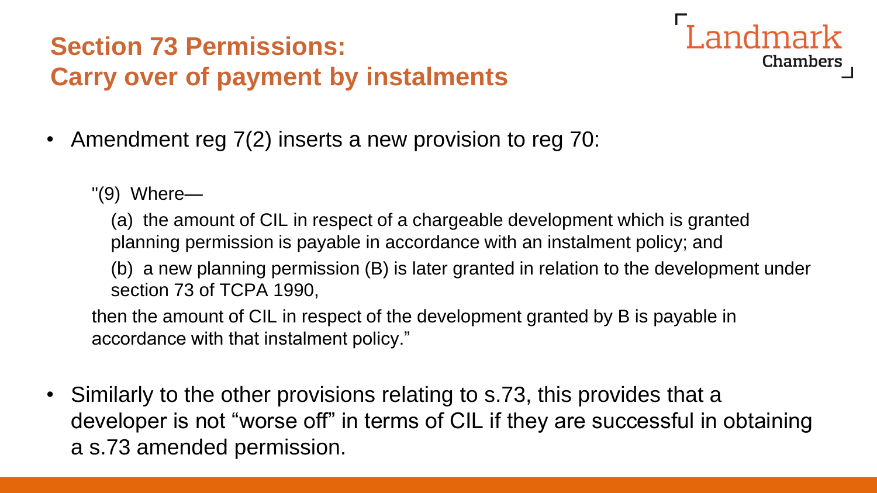# Section 73 Permissions: Carry over of payment by instalments

- Amendment reg 7(2) inserts a new provision to reg 70:

  "(9) Where—

    (a) the amount of CIL in respect of a chargeable development which is granted planning permission is payable in accordance with an instalment policy; and

    (b) a new planning permission (B) is later granted in relation to the development under section 73 of TCPA 1990,

  then the amount of CIL in respect of the development granted by B is payable in accordance with that instalment policy."

- Similarly to the other provisions relating to s.73, this provides that a developer is not "worse off" in terms of CIL if they are successful in obtaining a s.73 amended permission.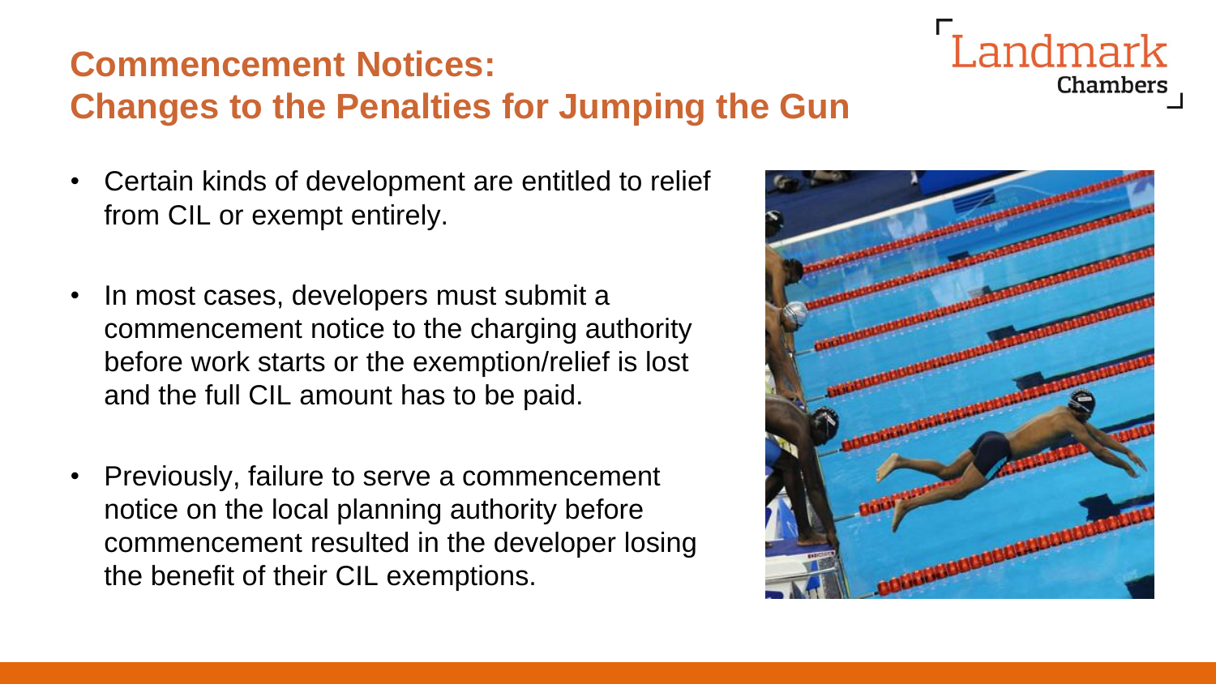# Commencement Notices:
# Changes to the Penalties for Jumping the Gun

- Certain kinds of development are entitled to relief from CIL or exempt entirely.
- In most cases, developers must submit a commencement notice to the charging authority before work starts or the exemption/relief is lost and the full CIL amount has to be paid.
- Previously, failure to serve a commencement notice on the local planning authority before commencement resulted in the developer losing the benefit of their CIL exemptions.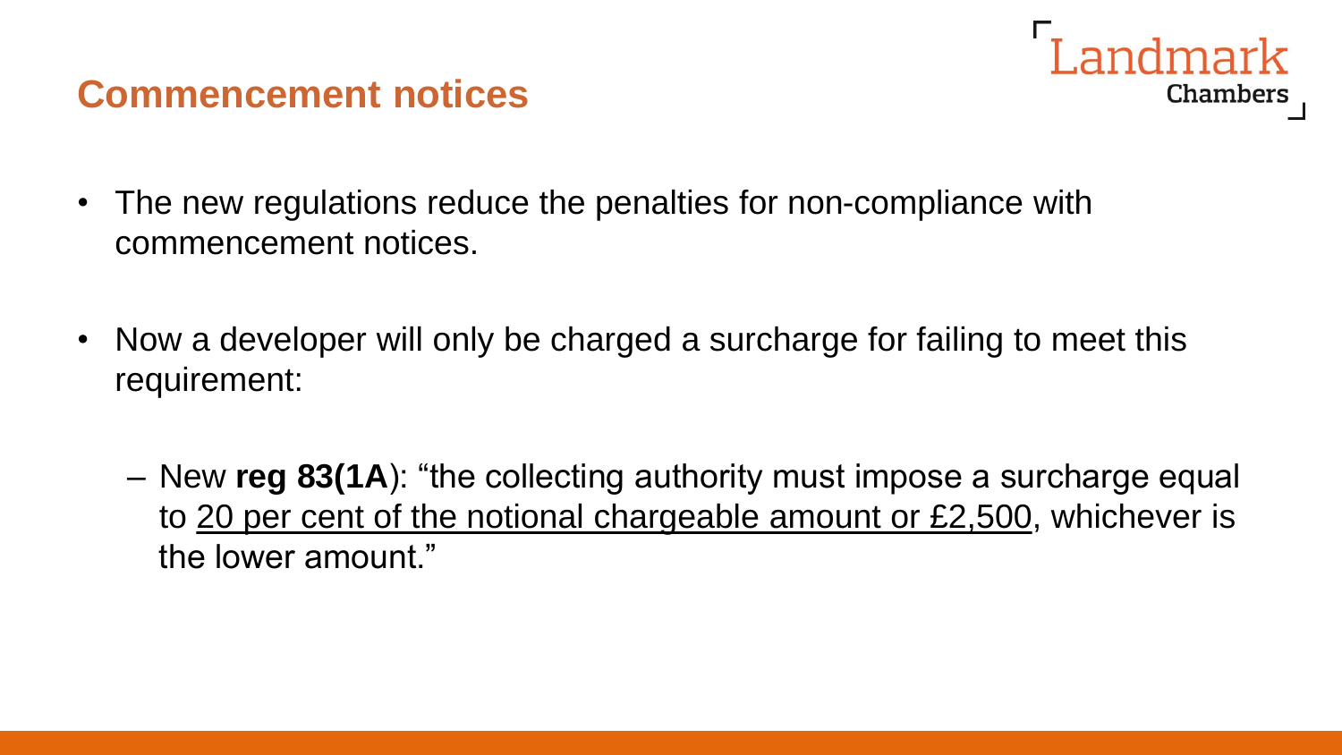## Commencement notices

- The new regulations reduce the penalties for non-compliance with commencement notices.

- Now a developer will only be charged a surcharge for failing to meet this requirement:

  - New **reg 83(1A)**: "the collecting authority must impose a surcharge equal to <u>20 per cent of the notional chargeable amount or £2,500</u>, whichever is the lower amount."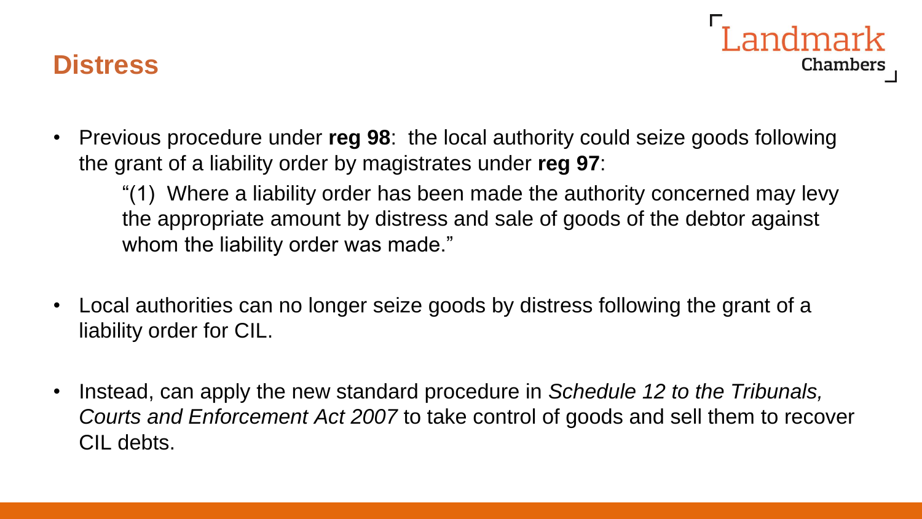# Distress

- Previous procedure under **reg 98**: the local authority could seize goods following the grant of a liability order by magistrates under **reg 97**:

  > "(1) Where a liability order has been made the authority concerned may levy the appropriate amount by distress and sale of goods of the debtor against whom the liability order was made."

- Local authorities can no longer seize goods by distress following the grant of a liability order for CIL.

- Instead, can apply the new standard procedure in *Schedule 12 to the Tribunals, Courts and Enforcement Act 2007* to take control of goods and sell them to recover CIL debts.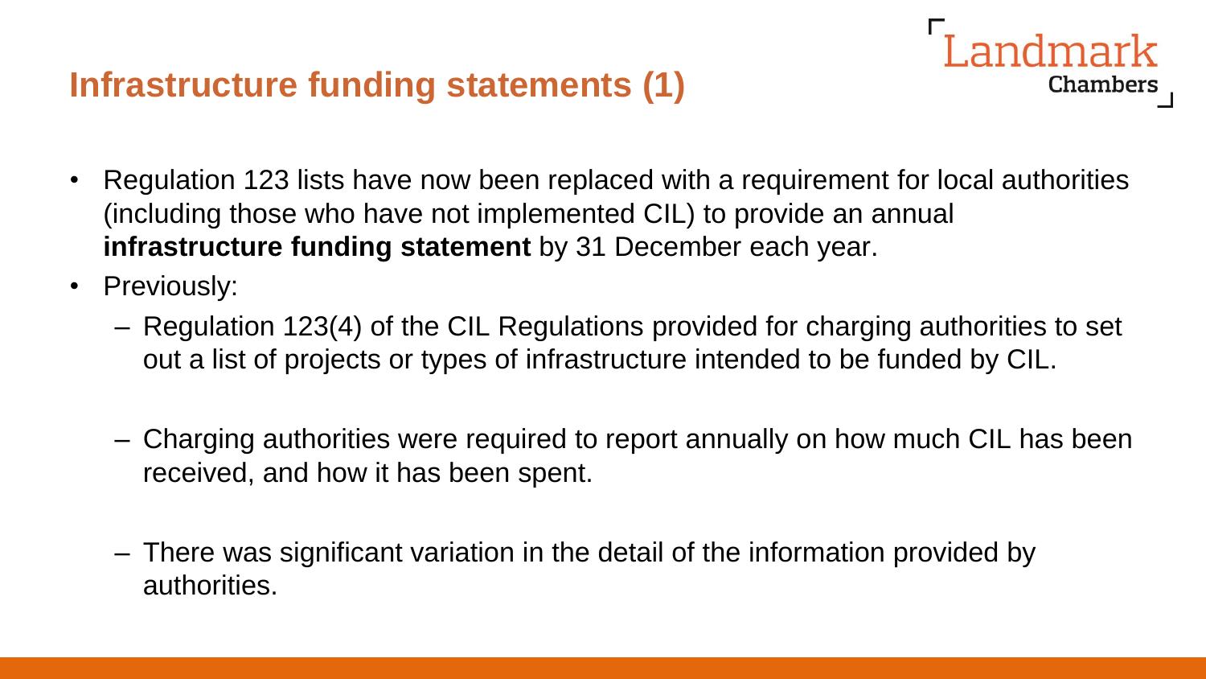# Infrastructure funding statements (1)

- Regulation 123 lists have now been replaced with a requirement for local authorities (including those who have not implemented CIL) to provide an annual **infrastructure funding statement** by 31 December each year.
- Previously:
  - Regulation 123(4) of the CIL Regulations provided for charging authorities to set out a list of projects or types of infrastructure intended to be funded by CIL.
  - Charging authorities were required to report annually on how much CIL has been received, and how it has been spent.
  - There was significant variation in the detail of the information provided by authorities.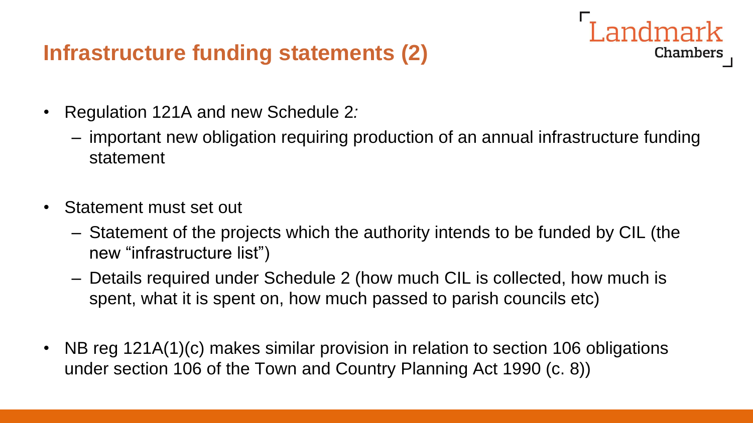## Infrastructure funding statements (2)

- Regulation 121A and new Schedule 2:
  - important new obligation requiring production of an annual infrastructure funding statement
- Statement must set out
  - Statement of the projects which the authority intends to be funded by CIL (the new “infrastructure list”)
  - Details required under Schedule 2 (how much CIL is collected, how much is spent, what it is spent on, how much passed to parish councils etc)
- NB reg 121A(1)(c) makes similar provision in relation to section 106 obligations under section 106 of the Town and Country Planning Act 1990 (c. 8))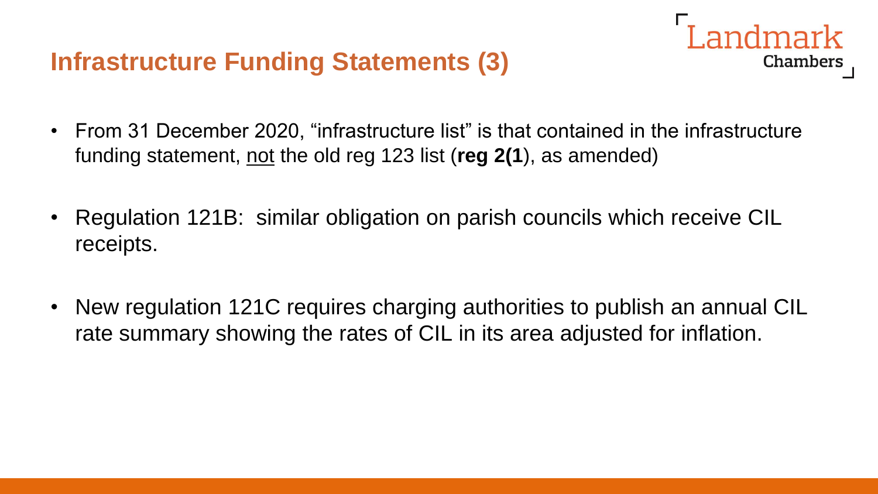## Infrastructure Funding Statements (3)

- From 31 December 2020, "infrastructure list" is that contained in the infrastructure funding statement, <u>not</u> the old reg 123 list (**reg 2(1**), as amended)
- Regulation 121B: similar obligation on parish councils which receive CIL receipts.
- New regulation 121C requires charging authorities to publish an annual CIL rate summary showing the rates of CIL in its area adjusted for inflation.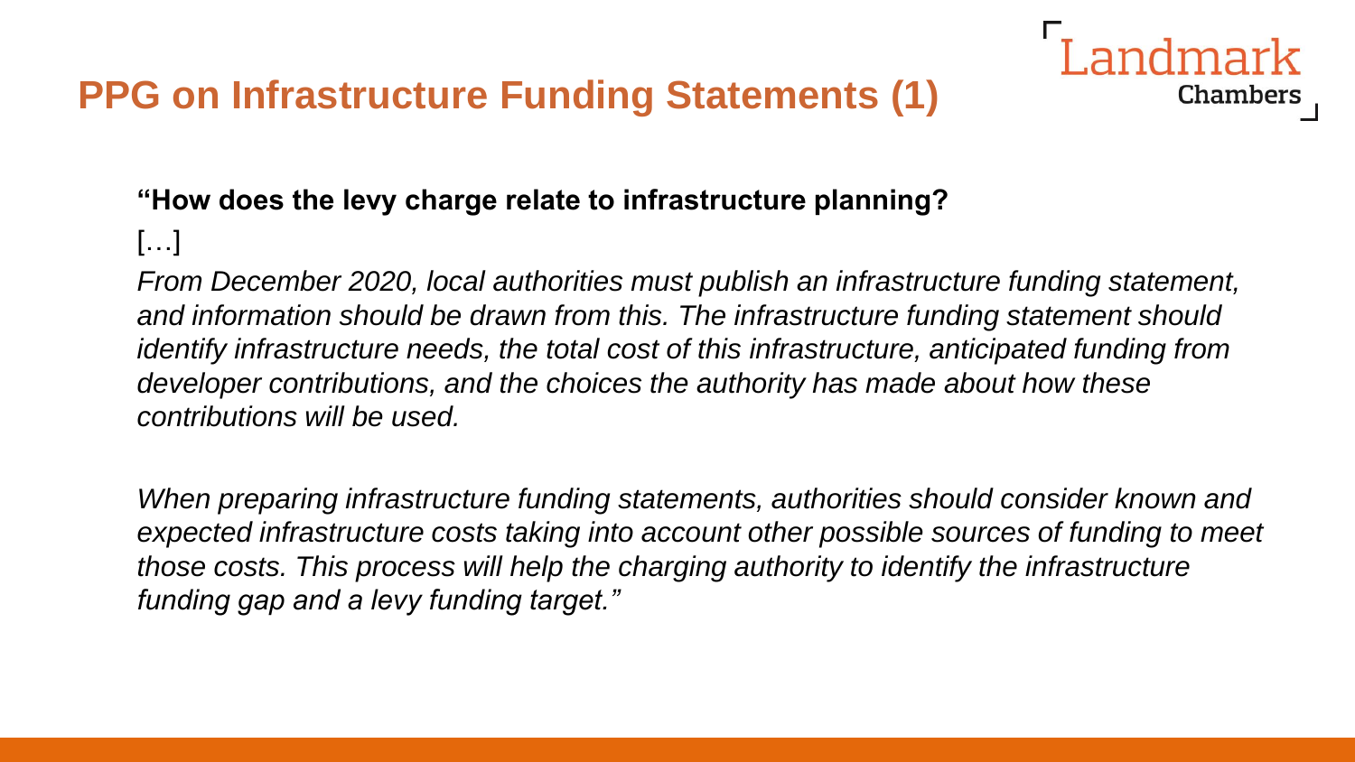# PPG on Infrastructure Funding Statements (1)

**"How does the levy charge relate to infrastructure planning?**

[…]

*From December 2020, local authorities must publish an infrastructure funding statement, and information should be drawn from this. The infrastructure funding statement should identify infrastructure needs, the total cost of this infrastructure, anticipated funding from developer contributions, and the choices the authority has made about how these contributions will be used.*

*When preparing infrastructure funding statements, authorities should consider known and expected infrastructure costs taking into account other possible sources of funding to meet those costs. This process will help the charging authority to identify the infrastructure funding gap and a levy funding target."*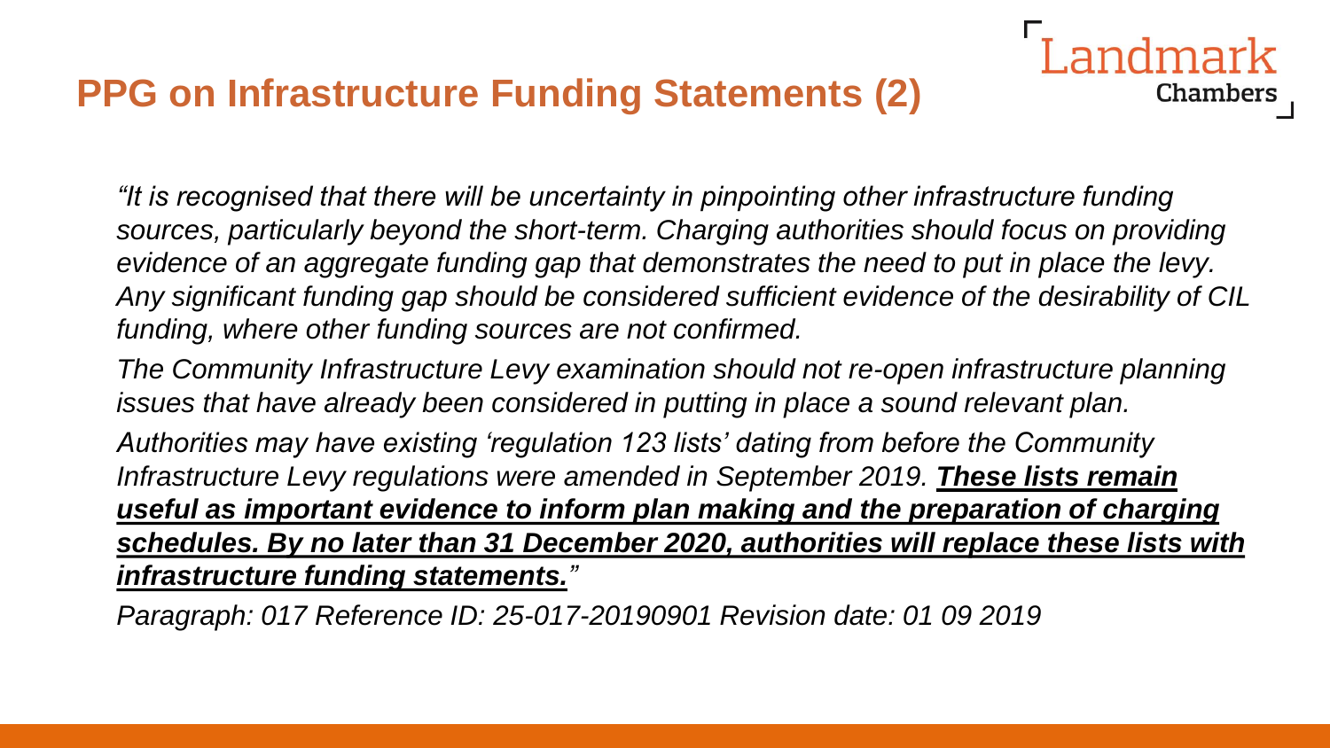## PPG on Infrastructure Funding Statements (2)

*"It is recognised that there will be uncertainty in pinpointing other infrastructure funding sources, particularly beyond the short-term. Charging authorities should focus on providing evidence of an aggregate funding gap that demonstrates the need to put in place the levy. Any significant funding gap should be considered sufficient evidence of the desirability of CIL funding, where other funding sources are not confirmed.*

*The Community Infrastructure Levy examination should not re-open infrastructure planning issues that have already been considered in putting in place a sound relevant plan.*

*Authorities may have existing 'regulation 123 lists' dating from before the Community Infrastructure Levy regulations were amended in September 2019.* ***These lists remain useful as important evidence to inform plan making and the preparation of charging schedules. By no later than 31 December 2020, authorities will replace these lists with infrastructure funding statements.****"*

*Paragraph: 017 Reference ID: 25-017-20190901 Revision date: 01 09 2019*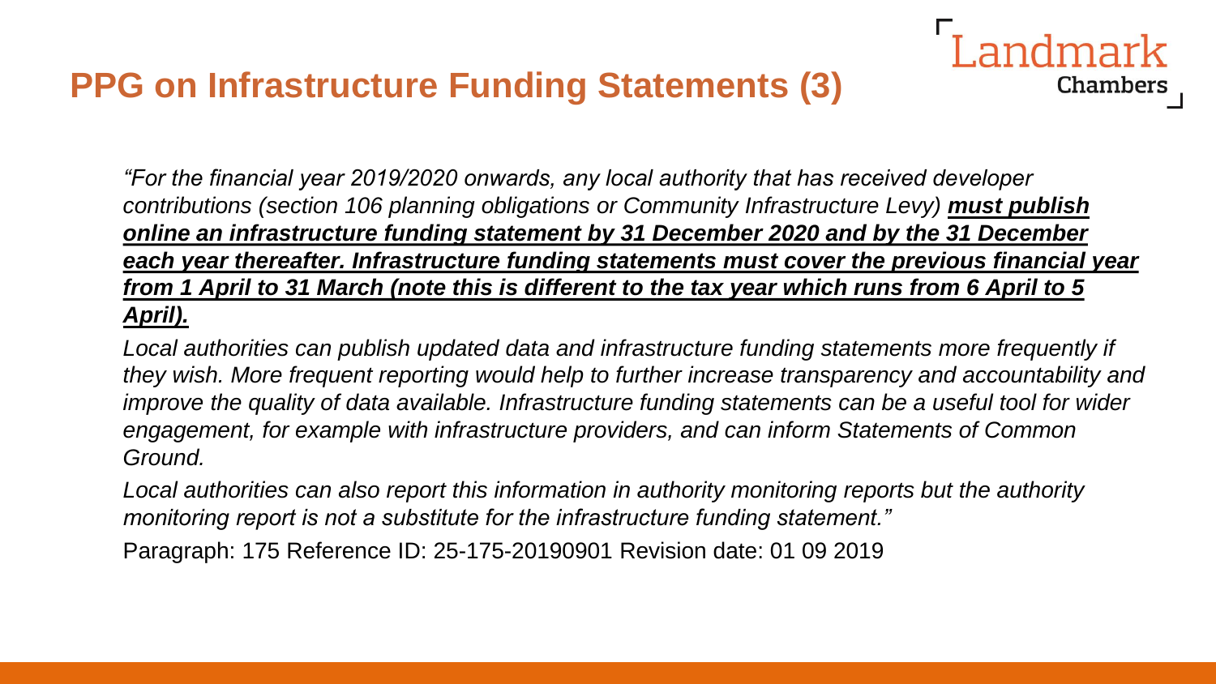# PPG on Infrastructure Funding Statements (3)

*"For the financial year 2019/2020 onwards, any local authority that has received developer contributions (section 106 planning obligations or Community Infrastructure Levy)* ***<u>must publish online an infrastructure funding statement by 31 December 2020 and by the 31 December each year thereafter. Infrastructure funding statements must cover the previous financial year from 1 April to 31 March (note this is different to the tax year which runs from 6 April to 5 April).</u>***

*Local authorities can publish updated data and infrastructure funding statements more frequently if they wish. More frequent reporting would help to further increase transparency and accountability and improve the quality of data available. Infrastructure funding statements can be a useful tool for wider engagement, for example with infrastructure providers, and can inform Statements of Common Ground.*

*Local authorities can also report this information in authority monitoring reports but the authority monitoring report is not a substitute for the infrastructure funding statement."*

Paragraph: 175 Reference ID: 25-175-20190901 Revision date: 01 09 2019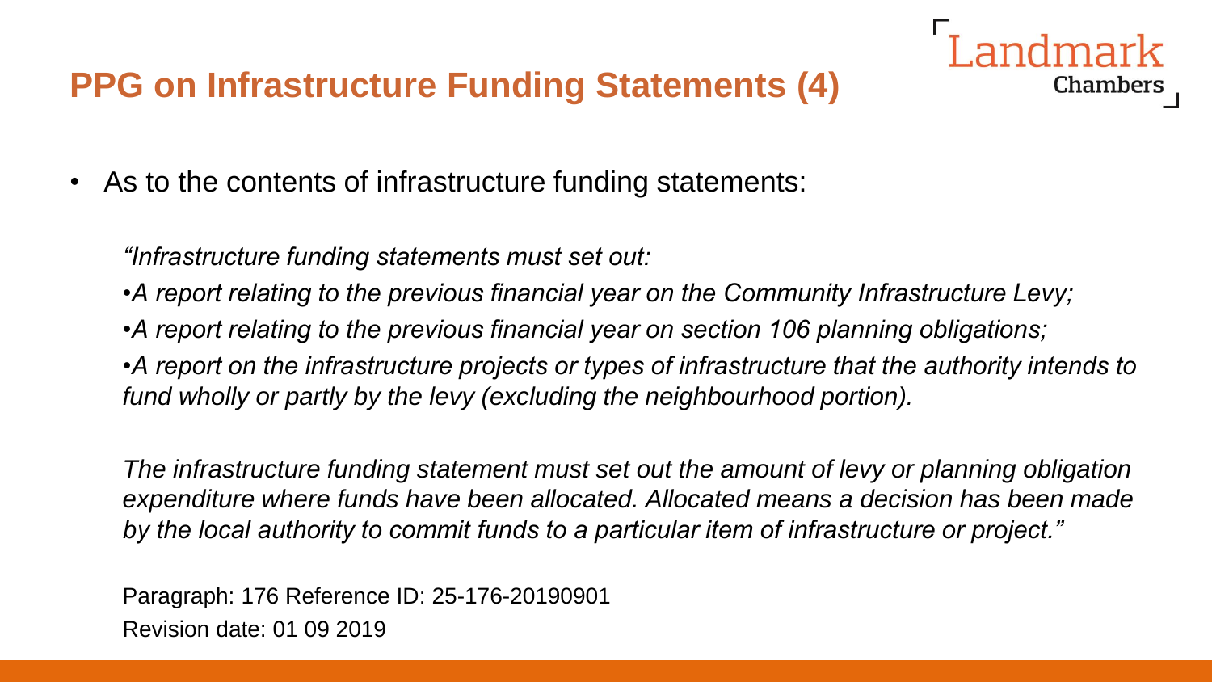## PPG on Infrastructure Funding Statements (4)

- As to the contents of infrastructure funding statements:

  *"Infrastructure funding statements must set out:*

  *•A report relating to the previous financial year on the Community Infrastructure Levy;*

  *•A report relating to the previous financial year on section 106 planning obligations;*

  *•A report on the infrastructure projects or types of infrastructure that the authority intends to fund wholly or partly by the levy (excluding the neighbourhood portion).*

  *The infrastructure funding statement must set out the amount of levy or planning obligation expenditure where funds have been allocated. Allocated means a decision has been made by the local authority to commit funds to a particular item of infrastructure or project."*

  Paragraph: 176 Reference ID: 25-176-20190901
  Revision date: 01 09 2019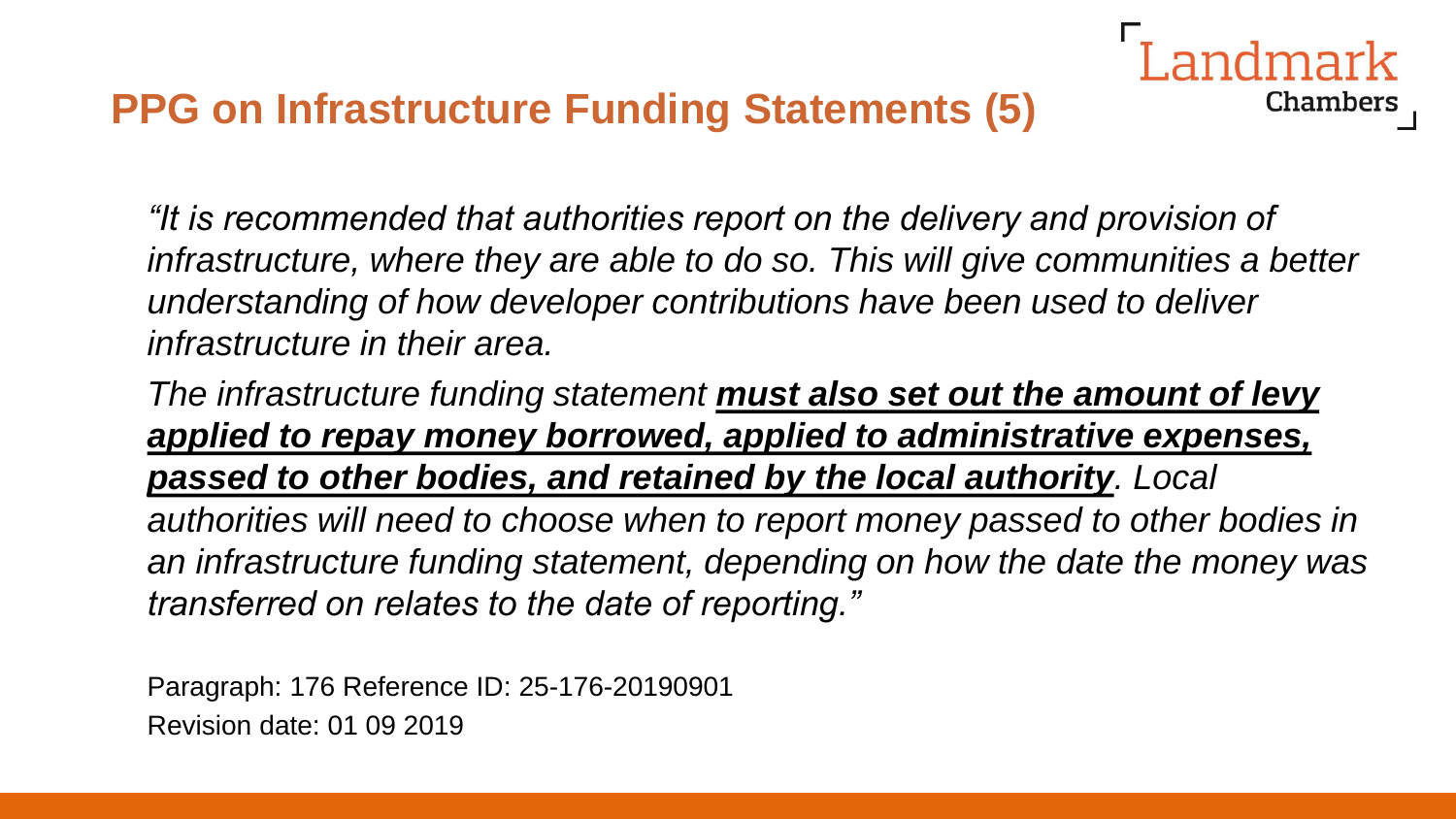# PPG on Infrastructure Funding Statements (5)

*"It is recommended that authorities report on the delivery and provision of infrastructure, where they are able to do so. This will give communities a better understanding of how developer contributions have been used to deliver infrastructure in their area.*

*The infrastructure funding statement* ***<u>must also set out the amount of levy applied to repay money borrowed, applied to administrative expenses, passed to other bodies, and retained by the local authority</u>****. Local authorities will need to choose when to report money passed to other bodies in an infrastructure funding statement, depending on how the date the money was transferred on relates to the date of reporting."*

Paragraph: 176 Reference ID: 25-176-20190901

Revision date: 01 09 2019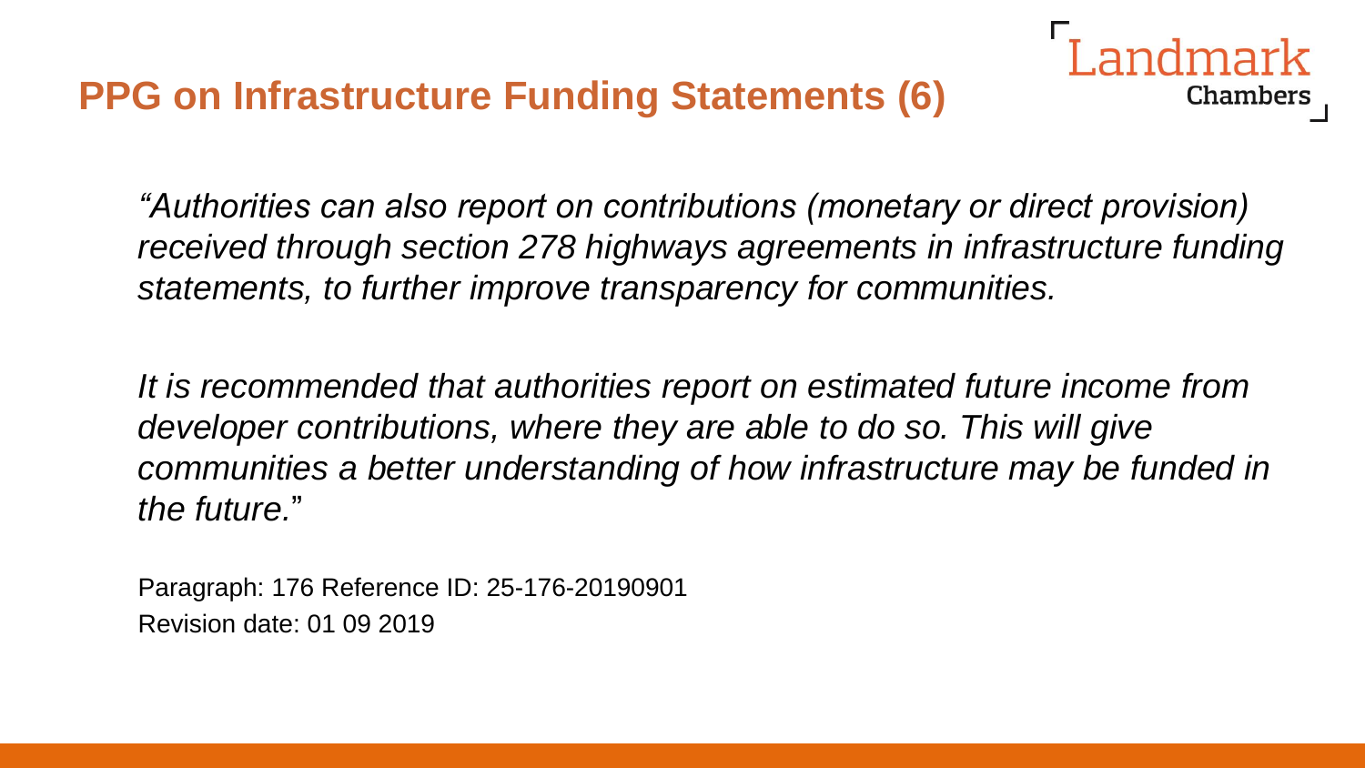## PPG on Infrastructure Funding Statements (6)

*"Authorities can also report on contributions (monetary or direct provision) received through section 278 highways agreements in infrastructure funding statements, to further improve transparency for communities.*

*It is recommended that authorities report on estimated future income from developer contributions, where they are able to do so. This will give communities a better understanding of how infrastructure may be funded in the future."*

Paragraph: 176 Reference ID: 25-176-20190901
Revision date: 01 09 2019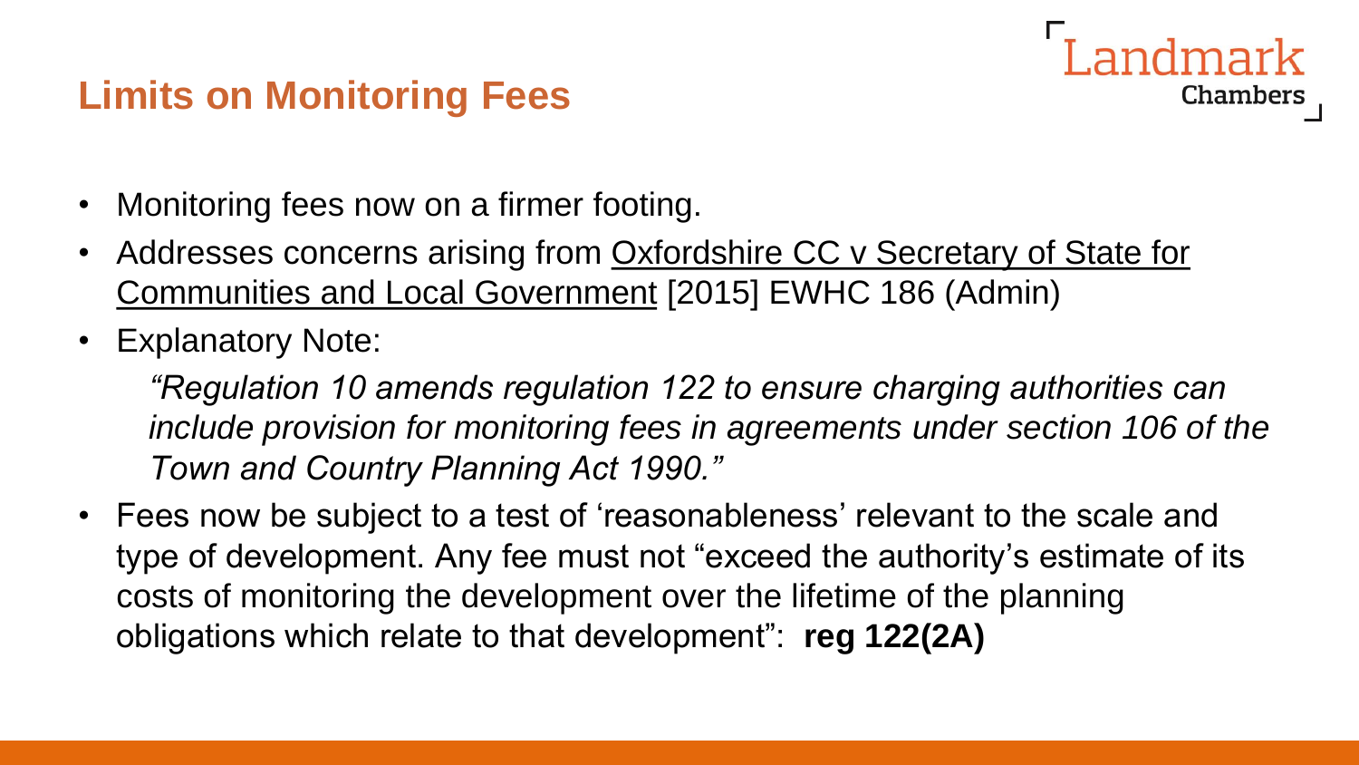## Limits on Monitoring Fees

- Monitoring fees now on a firmer footing.
- Addresses concerns arising from Oxfordshire CC v Secretary of State for Communities and Local Government [2015] EWHC 186 (Admin)
- Explanatory Note:

  *"Regulation 10 amends regulation 122 to ensure charging authorities can include provision for monitoring fees in agreements under section 106 of the Town and Country Planning Act 1990."*

- Fees now be subject to a test of 'reasonableness' relevant to the scale and type of development. Any fee must not "exceed the authority's estimate of its costs of monitoring the development over the lifetime of the planning obligations which relate to that development": **reg 122(2A)**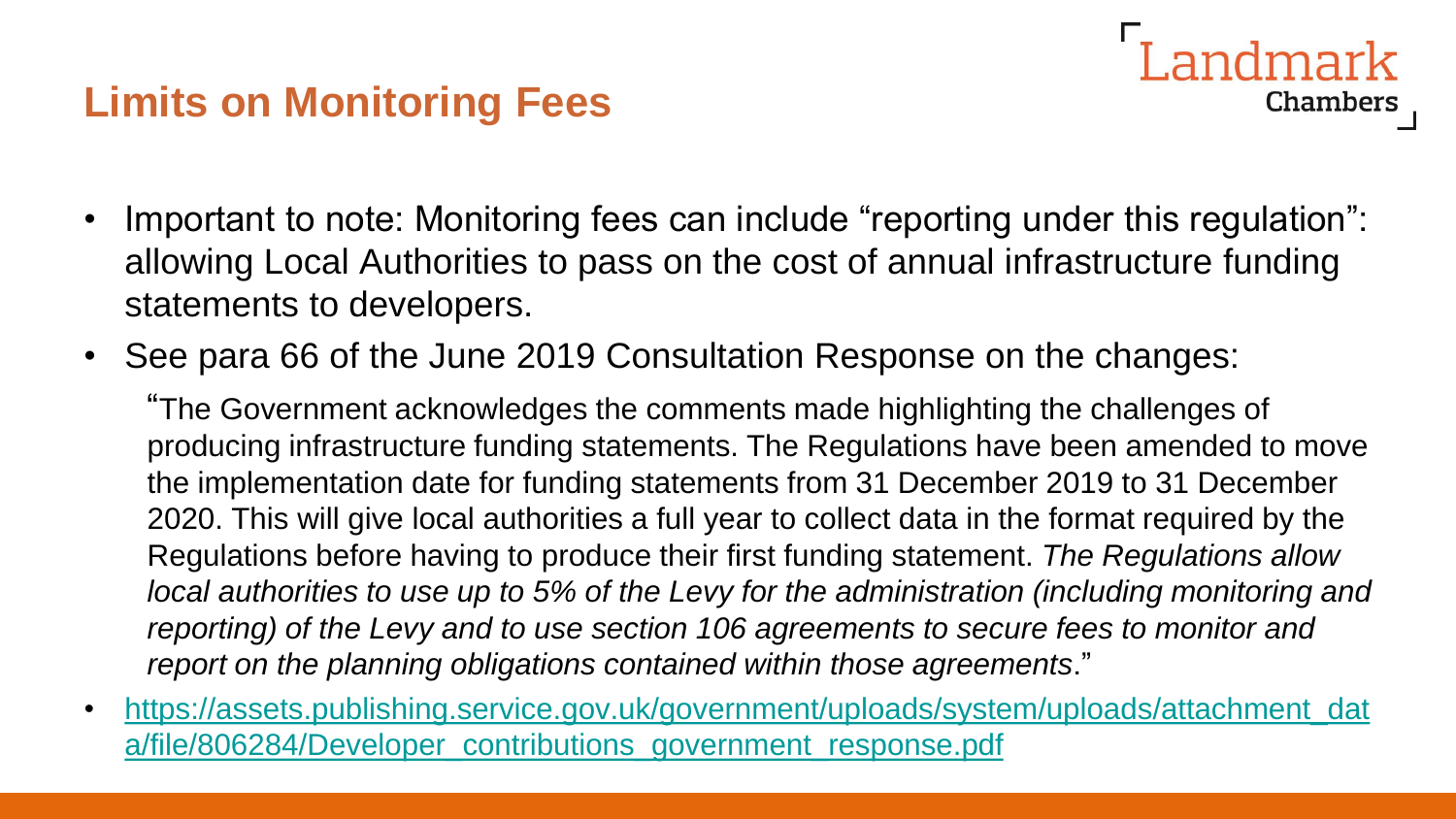## Limits on Monitoring Fees

- Important to note: Monitoring fees can include "reporting under this regulation": allowing Local Authorities to pass on the cost of annual infrastructure funding statements to developers.
- See para 66 of the June 2019 Consultation Response on the changes:

  "The Government acknowledges the comments made highlighting the challenges of producing infrastructure funding statements. The Regulations have been amended to move the implementation date for funding statements from 31 December 2019 to 31 December 2020. This will give local authorities a full year to collect data in the format required by the Regulations before having to produce their first funding statement. *The Regulations allow local authorities to use up to 5% of the Levy for the administration (including monitoring and reporting) of the Levy and to use section 106 agreements to secure fees to monitor and report on the planning obligations contained within those agreements*."

- https://assets.publishing.service.gov.uk/government/uploads/system/uploads/attachment_data/file/806284/Developer_contributions_government_response.pdf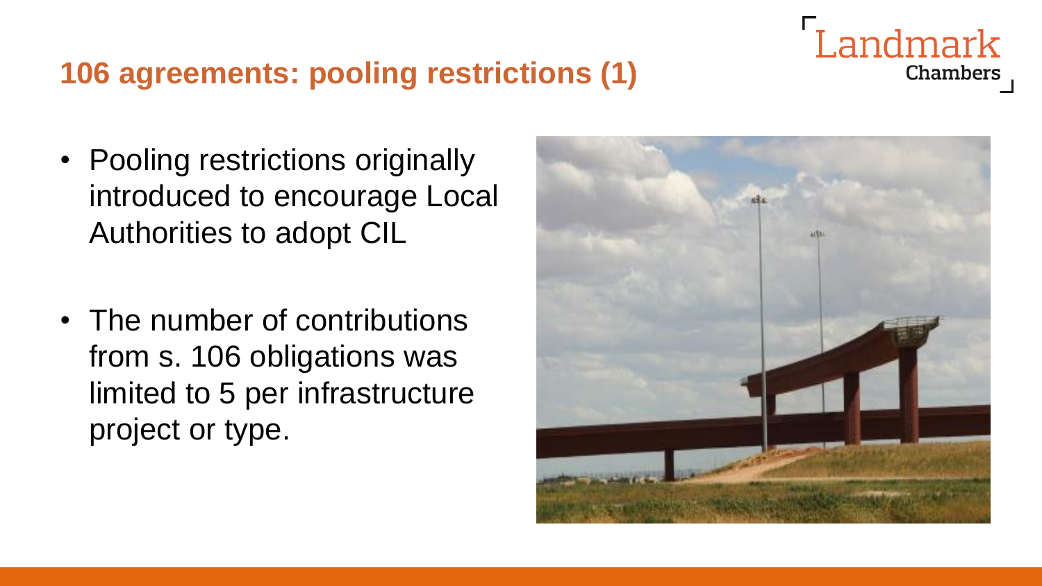## 106 agreements: pooling restrictions (1)

- Pooling restrictions originally introduced to encourage Local Authorities to adopt CIL

- The number of contributions from s. 106 obligations was limited to 5 per infrastructure project or type.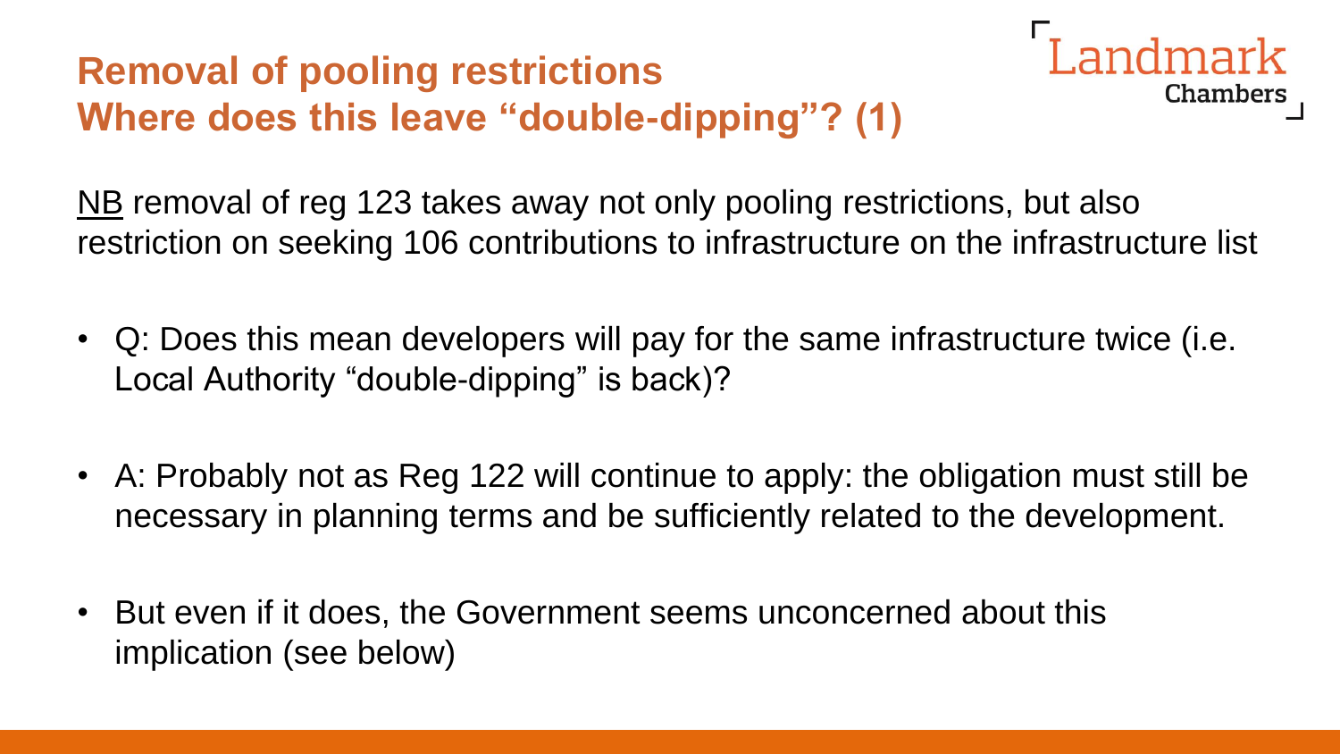## Removal of pooling restrictions
## Where does this leave "double-dipping"? (1)

<u>NB</u> removal of reg 123 takes away not only pooling restrictions, but also restriction on seeking 106 contributions to infrastructure on the infrastructure list

- Q: Does this mean developers will pay for the same infrastructure twice (i.e. Local Authority "double-dipping" is back)?
- A: Probably not as Reg 122 will continue to apply: the obligation must still be necessary in planning terms and be sufficiently related to the development.
- But even if it does, the Government seems unconcerned about this implication (see below)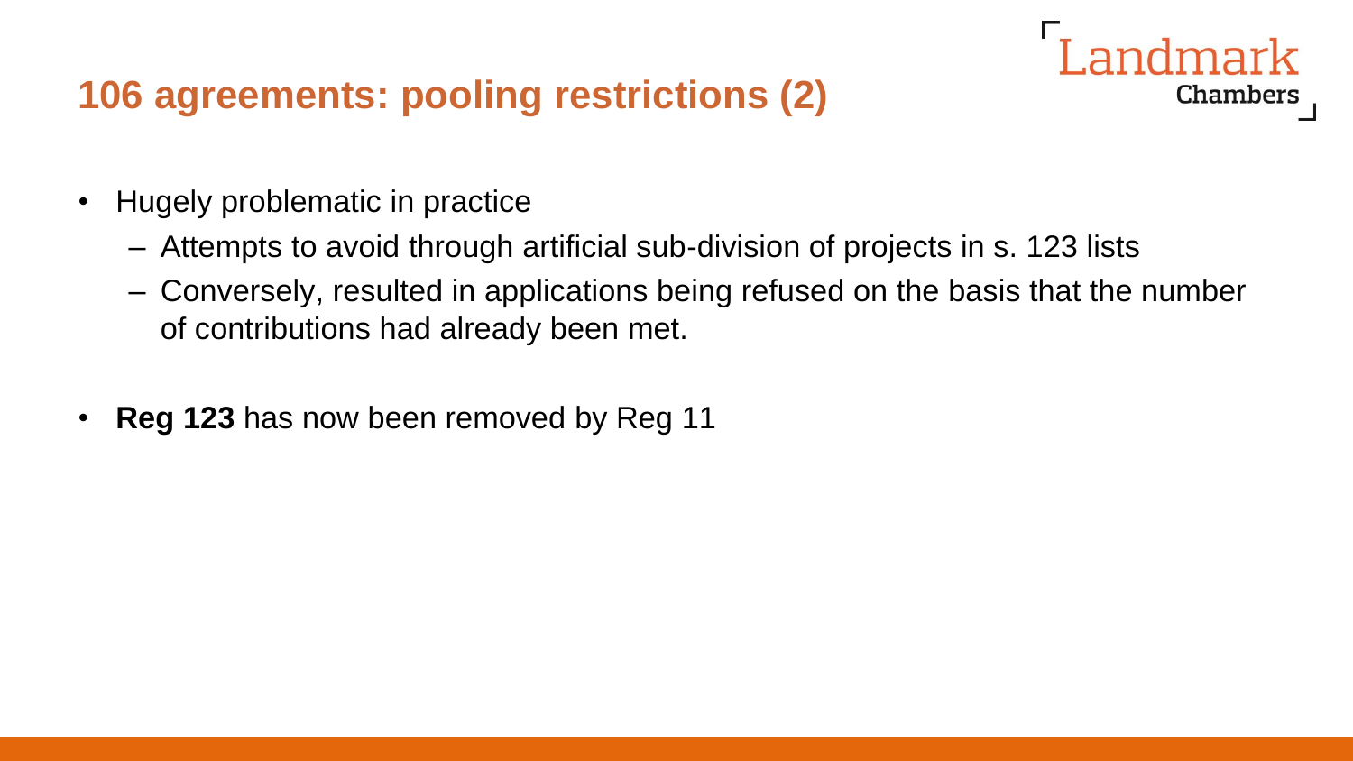# 106 agreements: pooling restrictions (2)

- Hugely problematic in practice
  - Attempts to avoid through artificial sub-division of projects in s. 123 lists
  - Conversely, resulted in applications being refused on the basis that the number of contributions had already been met.
- **Reg 123** has now been removed by Reg 11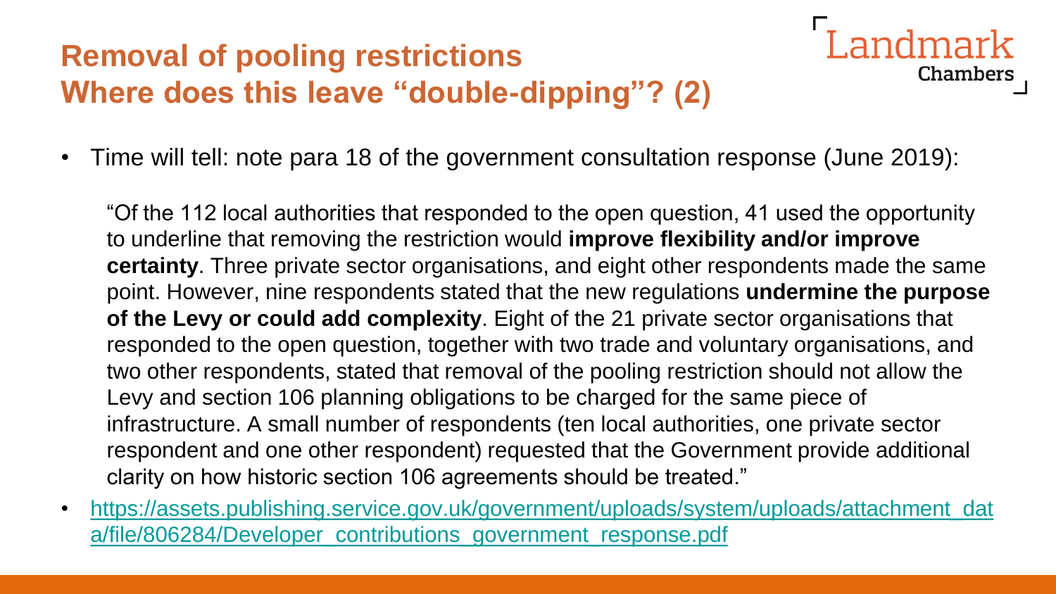# Removal of pooling restrictions
# Where does this leave "double-dipping"? (2)

Landmark Chambers

- Time will tell: note para 18 of the government consultation response (June 2019):

  "Of the 112 local authorities that responded to the open question, 41 used the opportunity to underline that removing the restriction would **improve flexibility and/or improve certainty**. Three private sector organisations, and eight other respondents made the same point. However, nine respondents stated that the new regulations **undermine the purpose of the Levy or could add complexity**. Eight of the 21 private sector organisations that responded to the open question, together with two trade and voluntary organisations, and two other respondents, stated that removal of the pooling restriction should not allow the Levy and section 106 planning obligations to be charged for the same piece of infrastructure. A small number of respondents (ten local authorities, one private sector respondent and one other respondent) requested that the Government provide additional clarity on how historic section 106 agreements should be treated."

- https://assets.publishing.service.gov.uk/government/uploads/system/uploads/attachment_data/file/806284/Developer_contributions_government_response.pdf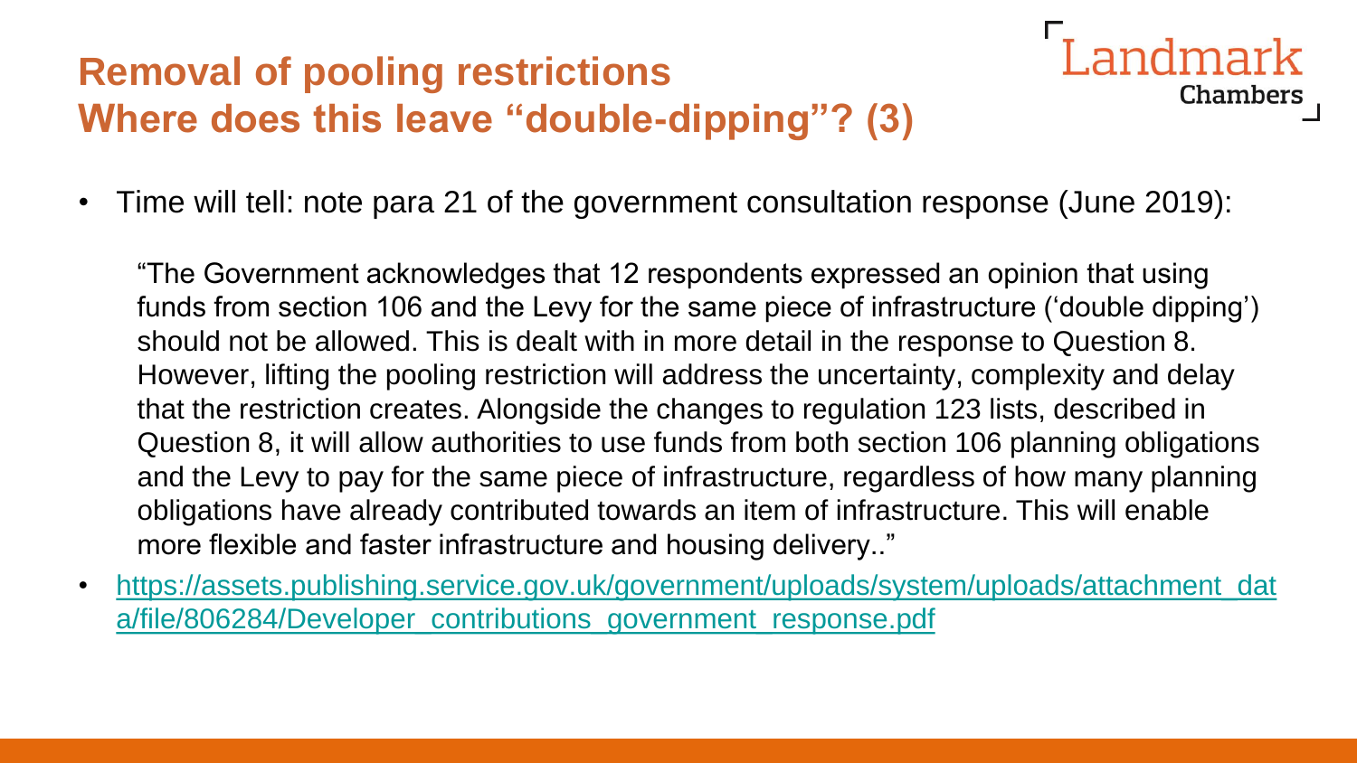# Removal of pooling restrictions
# Where does this leave "double-dipping"? (3)

- Time will tell: note para 21 of the government consultation response (June 2019):

  "The Government acknowledges that 12 respondents expressed an opinion that using funds from section 106 and the Levy for the same piece of infrastructure ('double dipping') should not be allowed. This is dealt with in more detail in the response to Question 8. However, lifting the pooling restriction will address the uncertainty, complexity and delay that the restriction creates. Alongside the changes to regulation 123 lists, described in Question 8, it will allow authorities to use funds from both section 106 planning obligations and the Levy to pay for the same piece of infrastructure, regardless of how many planning obligations have already contributed towards an item of infrastructure. This will enable more flexible and faster infrastructure and housing delivery.."

- https://assets.publishing.service.gov.uk/government/uploads/system/uploads/attachment_data/file/806284/Developer_contributions_government_response.pdf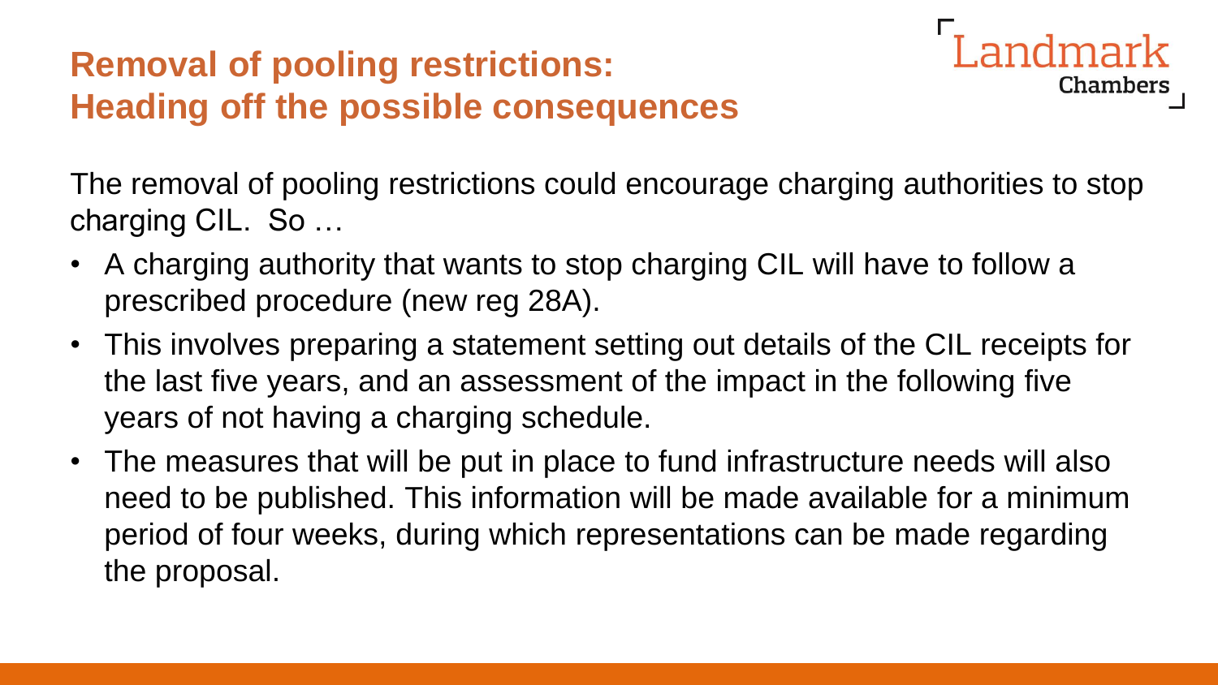## Removal of pooling restrictions: Heading off the possible consequences

The removal of pooling restrictions could encourage charging authorities to stop charging CIL. So …

- A charging authority that wants to stop charging CIL will have to follow a prescribed procedure (new reg 28A).
- This involves preparing a statement setting out details of the CIL receipts for the last five years, and an assessment of the impact in the following five years of not having a charging schedule.
- The measures that will be put in place to fund infrastructure needs will also need to be published. This information will be made available for a minimum period of four weeks, during which representations can be made regarding the proposal.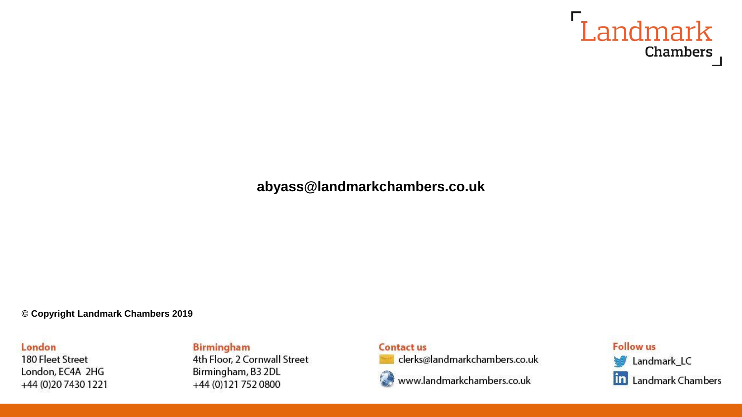Landmark Chambers

**abyass@landmarkchambers.co.uk**

**© Copyright Landmark Chambers 2019**

**London**
180 Fleet Street
London, EC4A 2HG
+44 (0)20 7430 1221

**Birmingham**
4th Floor, 2 Cornwall Street
Birmingham, B3 2DL
+44 (0)121 752 0800

**Contact us**
clerks@landmarkchambers.co.uk
www.landmarkchambers.co.uk

**Follow us**
Landmark_LC
Landmark Chambers